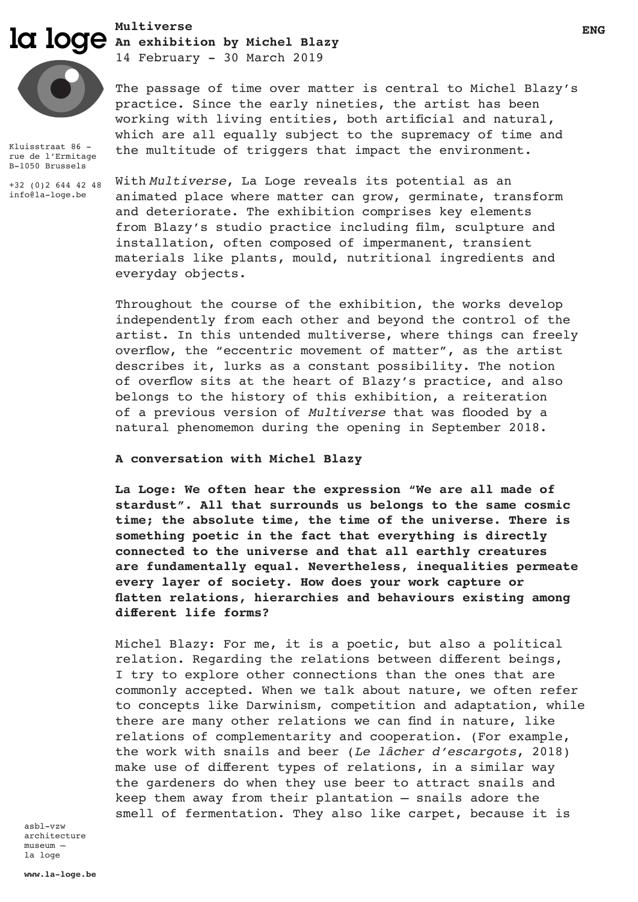la loge

**Multiverse**
**An exhibition by Michel Blazy**
14 February – 30 March 2019

ENG

Kluisstraat 86 – rue de l'Ermitage
B-1050 Brussels

+32 (0)2 644 42 48
info@la-loge.be

The passage of time over matter is central to Michel Blazy's practice. Since the early nineties, the artist has been working with living entities, both artificial and natural, which are all equally subject to the supremacy of time and the multitude of triggers that impact the environment.

With *Multiverse*, La Loge reveals its potential as an animated place where matter can grow, germinate, transform and deteriorate. The exhibition comprises key elements from Blazy's studio practice including film, sculpture and installation, often composed of impermanent, transient materials like plants, mould, nutritional ingredients and everyday objects.

Throughout the course of the exhibition, the works develop independently from each other and beyond the control of the artist. In this untended multiverse, where things can freely overflow, the "eccentric movement of matter", as the artist describes it, lurks as a constant possibility. The notion of overflow sits at the heart of Blazy's practice, and also belongs to the history of this exhibition, a reiteration of a previous version of *Multiverse* that was flooded by a natural phenomemon during the opening in September 2018.

**A conversation with Michel Blazy**

**La Loge: We often hear the expression "We are all made of stardust". All that surrounds us belongs to the same cosmic time; the absolute time, the time of the universe. There is something poetic in the fact that everything is directly connected to the universe and that all earthly creatures are fundamentally equal. Nevertheless, inequalities permeate every layer of society. How does your work capture or flatten relations, hierarchies and behaviours existing among different life forms?**

Michel Blazy: For me, it is a poetic, but also a political relation. Regarding the relations between different beings, I try to explore other connections than the ones that are commonly accepted. When we talk about nature, we often refer to concepts like Darwinism, competition and adaptation, while there are many other relations we can find in nature, like relations of complementarity and cooperation. (For example, the work with snails and beer (*Le lâcher d'escargots*, 2018) make use of different types of relations, in a similar way the gardeners do when they use beer to attract snails and keep them away from their plantation – snails adore the smell of fermentation. They also like carpet, because it is

asbl-vzw
architecture
museum –
la loge

**www.la-loge.be**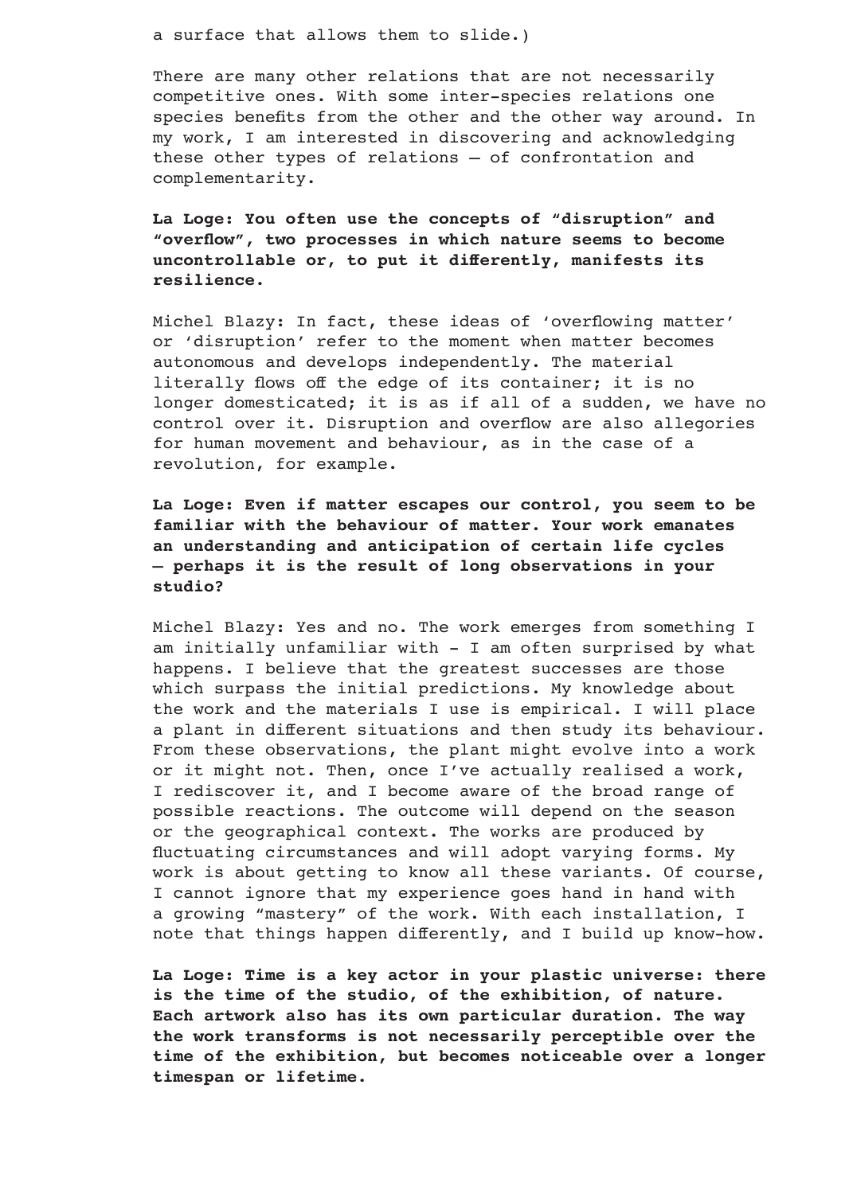a surface that allows them to slide.)

There are many other relations that are not necessarily competitive ones. With some inter-species relations one species benefits from the other and the other way around. In my work, I am interested in discovering and acknowledging these other types of relations – of confrontation and complementarity.

**La Loge: You often use the concepts of "disruption" and "overflow", two processes in which nature seems to become uncontrollable or, to put it differently, manifests its resilience.**

Michel Blazy: In fact, these ideas of 'overflowing matter' or 'disruption' refer to the moment when matter becomes autonomous and develops independently. The material literally flows off the edge of its container; it is no longer domesticated; it is as if all of a sudden, we have no control over it. Disruption and overflow are also allegories for human movement and behaviour, as in the case of a revolution, for example.

**La Loge: Even if matter escapes our control, you seem to be familiar with the behaviour of matter. Your work emanates an understanding and anticipation of certain life cycles – perhaps it is the result of long observations in your studio?**

Michel Blazy: Yes and no. The work emerges from something I am initially unfamiliar with - I am often surprised by what happens. I believe that the greatest successes are those which surpass the initial predictions. My knowledge about the work and the materials I use is empirical. I will place a plant in different situations and then study its behaviour. From these observations, the plant might evolve into a work or it might not. Then, once I've actually realised a work, I rediscover it, and I become aware of the broad range of possible reactions. The outcome will depend on the season or the geographical context. The works are produced by fluctuating circumstances and will adopt varying forms. My work is about getting to know all these variants. Of course, I cannot ignore that my experience goes hand in hand with a growing "mastery" of the work. With each installation, I note that things happen differently, and I build up know-how.

**La Loge: Time is a key actor in your plastic universe: there is the time of the studio, of the exhibition, of nature. Each artwork also has its own particular duration. The way the work transforms is not necessarily perceptible over the time of the exhibition, but becomes noticeable over a longer timespan or lifetime.**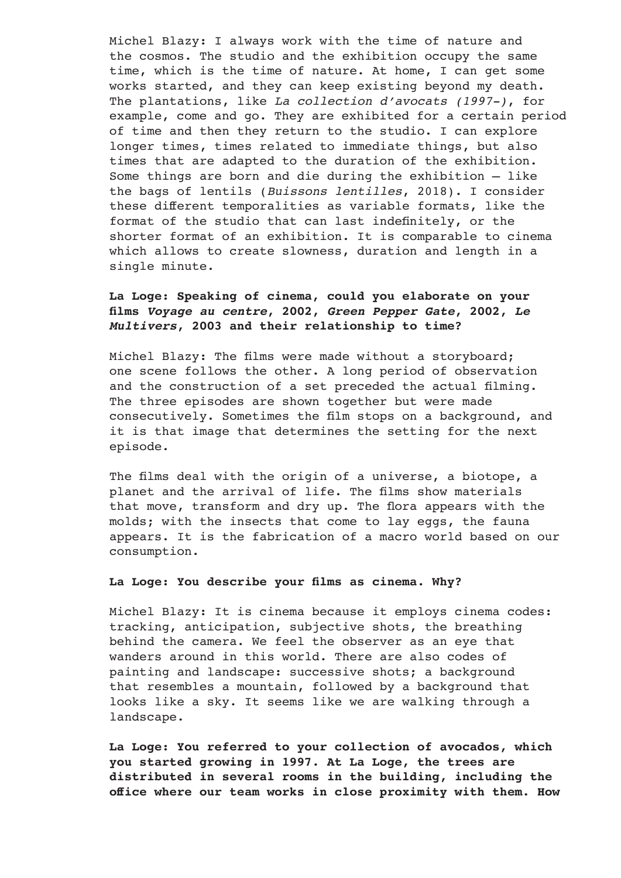Michel Blazy: I always work with the time of nature and the cosmos. The studio and the exhibition occupy the same time, which is the time of nature. At home, I can get some works started, and they can keep existing beyond my death. The plantations, like *La collection d'avocats (1997-)*, for example, come and go. They are exhibited for a certain period of time and then they return to the studio. I can explore longer times, times related to immediate things, but also times that are adapted to the duration of the exhibition. Some things are born and die during the exhibition – like the bags of lentils (*Buissons lentilles*, 2018). I consider these different temporalities as variable formats, like the format of the studio that can last indefinitely, or the shorter format of an exhibition. It is comparable to cinema which allows to create slowness, duration and length in a single minute.

**La Loge: Speaking of cinema, could you elaborate on your films *Voyage au centre*, 2002, *Green Pepper Gate*, 2002, *Le Multivers*, 2003 and their relationship to time?**

Michel Blazy: The films were made without a storyboard; one scene follows the other. A long period of observation and the construction of a set preceded the actual filming. The three episodes are shown together but were made consecutively. Sometimes the film stops on a background, and it is that image that determines the setting for the next episode.

The films deal with the origin of a universe, a biotope, a planet and the arrival of life. The films show materials that move, transform and dry up. The flora appears with the molds; with the insects that come to lay eggs, the fauna appears. It is the fabrication of a macro world based on our consumption.

**La Loge: You describe your films as cinema. Why?**

Michel Blazy: It is cinema because it employs cinema codes: tracking, anticipation, subjective shots, the breathing behind the camera. We feel the observer as an eye that wanders around in this world. There are also codes of painting and landscape: successive shots; a background that resembles a mountain, followed by a background that looks like a sky. It seems like we are walking through a landscape.

**La Loge: You referred to your collection of avocados, which you started growing in 1997. At La Loge, the trees are distributed in several rooms in the building, including the office where our team works in close proximity with them. How**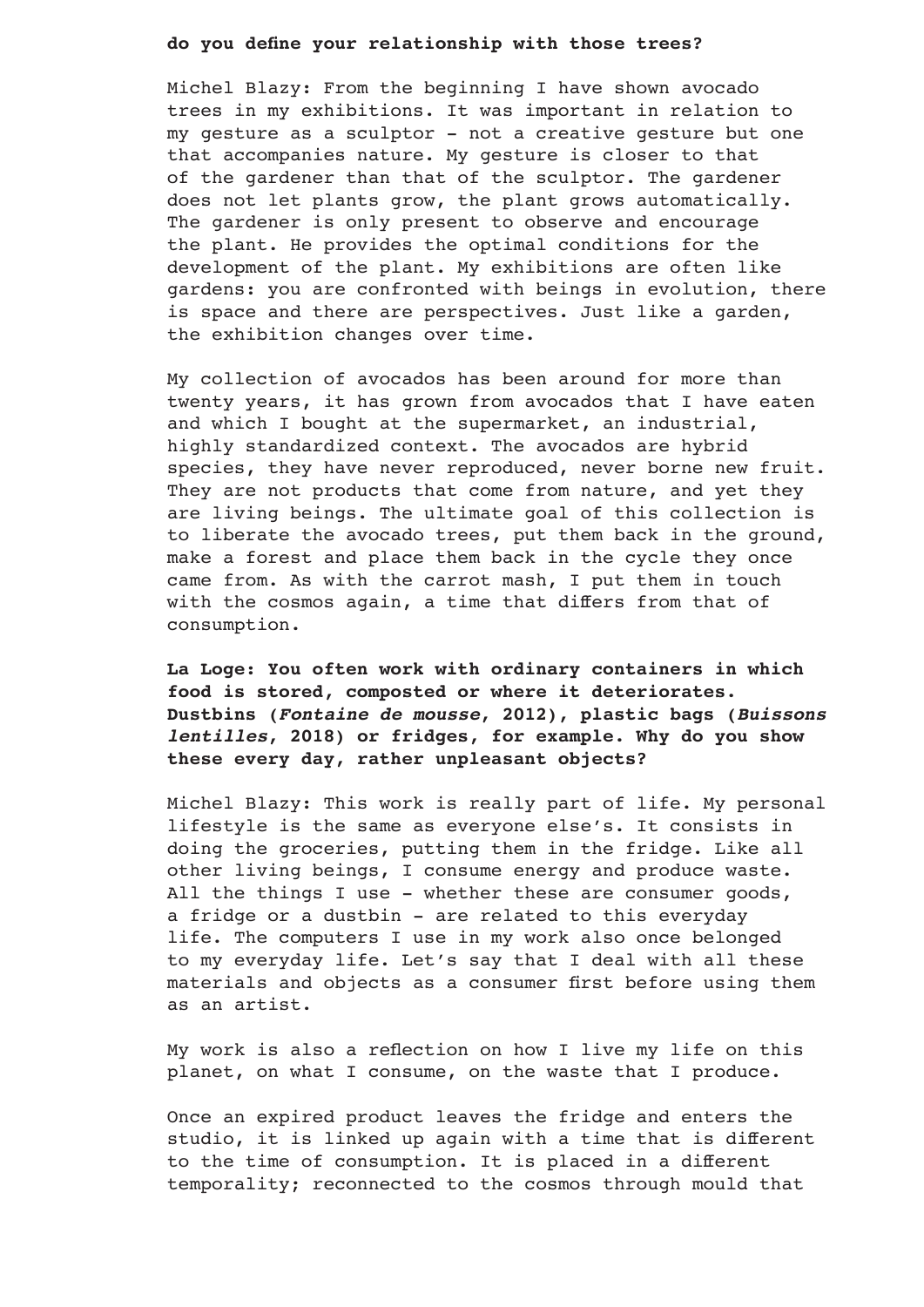**do you define your relationship with those trees?**

Michel Blazy: From the beginning I have shown avocado trees in my exhibitions. It was important in relation to my gesture as a sculptor - not a creative gesture but one that accompanies nature. My gesture is closer to that of the gardener than that of the sculptor. The gardener does not let plants grow, the plant grows automatically. The gardener is only present to observe and encourage the plant. He provides the optimal conditions for the development of the plant. My exhibitions are often like gardens: you are confronted with beings in evolution, there is space and there are perspectives. Just like a garden, the exhibition changes over time.

My collection of avocados has been around for more than twenty years, it has grown from avocados that I have eaten and which I bought at the supermarket, an industrial, highly standardized context. The avocados are hybrid species, they have never reproduced, never borne new fruit. They are not products that come from nature, and yet they are living beings. The ultimate goal of this collection is to liberate the avocado trees, put them back in the ground, make a forest and place them back in the cycle they once came from. As with the carrot mash, I put them in touch with the cosmos again, a time that differs from that of consumption.

**La Loge: You often work with ordinary containers in which food is stored, composted or where it deteriorates. Dustbins (*Fontaine de mousse*, 2012), plastic bags (*Buissons lentilles*, 2018) or fridges, for example. Why do you show these every day, rather unpleasant objects?**

Michel Blazy: This work is really part of life. My personal lifestyle is the same as everyone else's. It consists in doing the groceries, putting them in the fridge. Like all other living beings, I consume energy and produce waste. All the things I use - whether these are consumer goods, a fridge or a dustbin - are related to this everyday life. The computers I use in my work also once belonged to my everyday life. Let's say that I deal with all these materials and objects as a consumer first before using them as an artist.

My work is also a reflection on how I live my life on this planet, on what I consume, on the waste that I produce.

Once an expired product leaves the fridge and enters the studio, it is linked up again with a time that is different to the time of consumption. It is placed in a different temporality; reconnected to the cosmos through mould that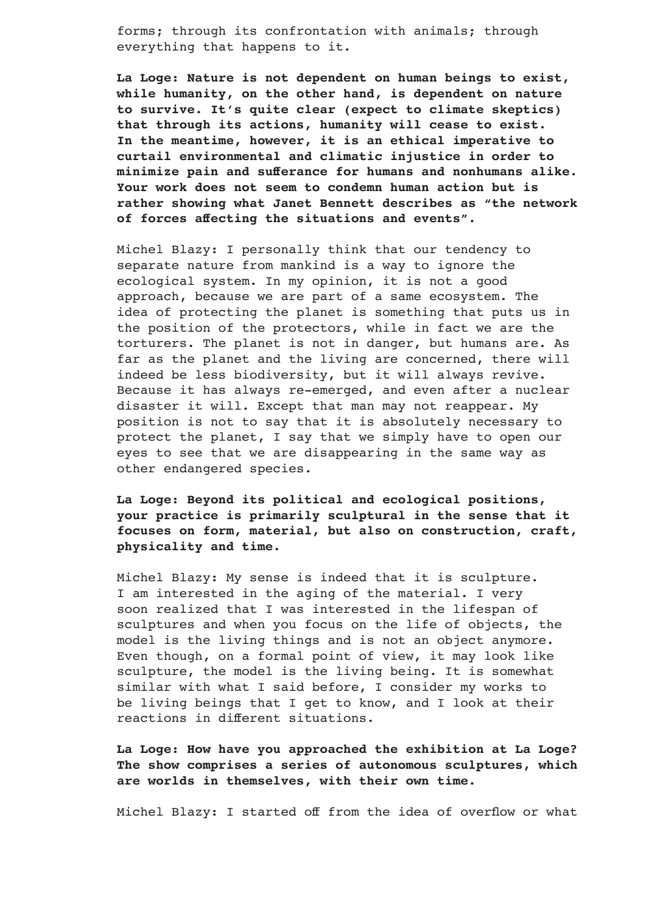forms; through its confrontation with animals; through everything that happens to it.

**La Loge: Nature is not dependent on human beings to exist, while humanity, on the other hand, is dependent on nature to survive. It's quite clear (expect to climate skeptics) that through its actions, humanity will cease to exist. In the meantime, however, it is an ethical imperative to curtail environmental and climatic injustice in order to minimize pain and sufferance for humans and nonhumans alike. Your work does not seem to condemn human action but is rather showing what Janet Bennett describes as "the network of forces affecting the situations and events".**

Michel Blazy: I personally think that our tendency to separate nature from mankind is a way to ignore the ecological system. In my opinion, it is not a good approach, because we are part of a same ecosystem. The idea of protecting the planet is something that puts us in the position of the protectors, while in fact we are the torturers. The planet is not in danger, but humans are. As far as the planet and the living are concerned, there will indeed be less biodiversity, but it will always revive. Because it has always re-emerged, and even after a nuclear disaster it will. Except that man may not reappear. My position is not to say that it is absolutely necessary to protect the planet, I say that we simply have to open our eyes to see that we are disappearing in the same way as other endangered species.

**La Loge: Beyond its political and ecological positions, your practice is primarily sculptural in the sense that it focuses on form, material, but also on construction, craft, physicality and time.**

Michel Blazy: My sense is indeed that it is sculpture. I am interested in the aging of the material. I very soon realized that I was interested in the lifespan of sculptures and when you focus on the life of objects, the model is the living things and is not an object anymore. Even though, on a formal point of view, it may look like sculpture, the model is the living being. It is somewhat similar with what I said before, I consider my works to be living beings that I get to know, and I look at their reactions in different situations.

**La Loge: How have you approached the exhibition at La Loge? The show comprises a series of autonomous sculptures, which are worlds in themselves, with their own time.**

Michel Blazy: I started off from the idea of overflow or what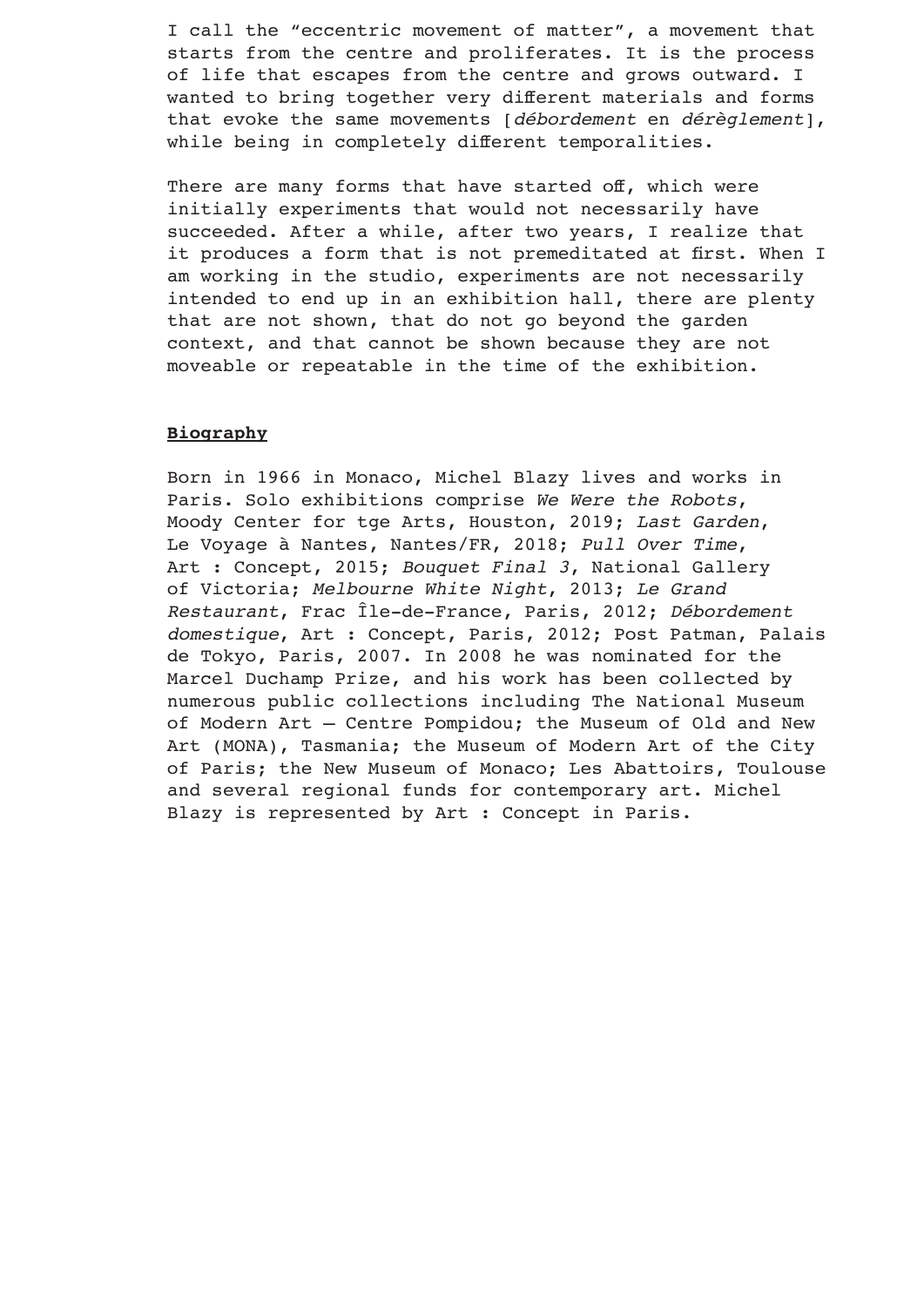I call the "eccentric movement of matter", a movement that starts from the centre and proliferates. It is the process of life that escapes from the centre and grows outward. I wanted to bring together very different materials and forms that evoke the same movements [*débordement* en *dérèglement*], while being in completely different temporalities.

There are many forms that have started off, which were initially experiments that would not necessarily have succeeded. After a while, after two years, I realize that it produces a form that is not premeditated at first. When I am working in the studio, experiments are not necessarily intended to end up in an exhibition hall, there are plenty that are not shown, that do not go beyond the garden context, and that cannot be shown because they are not moveable or repeatable in the time of the exhibition.

**Biography**

Born in 1966 in Monaco, Michel Blazy lives and works in Paris. Solo exhibitions comprise *We Were the Robots*, Moody Center for tge Arts, Houston, 2019; *Last Garden*, Le Voyage à Nantes, Nantes/FR, 2018; *Pull Over Time*, Art : Concept, 2015; *Bouquet Final 3*, National Gallery of Victoria; *Melbourne White Night*, 2013; *Le Grand Restaurant*, Frac Île-de-France, Paris, 2012; *Débordement domestique*, Art : Concept, Paris, 2012; Post Patman, Palais de Tokyo, Paris, 2007. In 2008 he was nominated for the Marcel Duchamp Prize, and his work has been collected by numerous public collections including The National Museum of Modern Art – Centre Pompidou; the Museum of Old and New Art (MONA), Tasmania; the Museum of Modern Art of the City of Paris; the New Museum of Monaco; Les Abattoirs, Toulouse and several regional funds for contemporary art. Michel Blazy is represented by Art : Concept in Paris.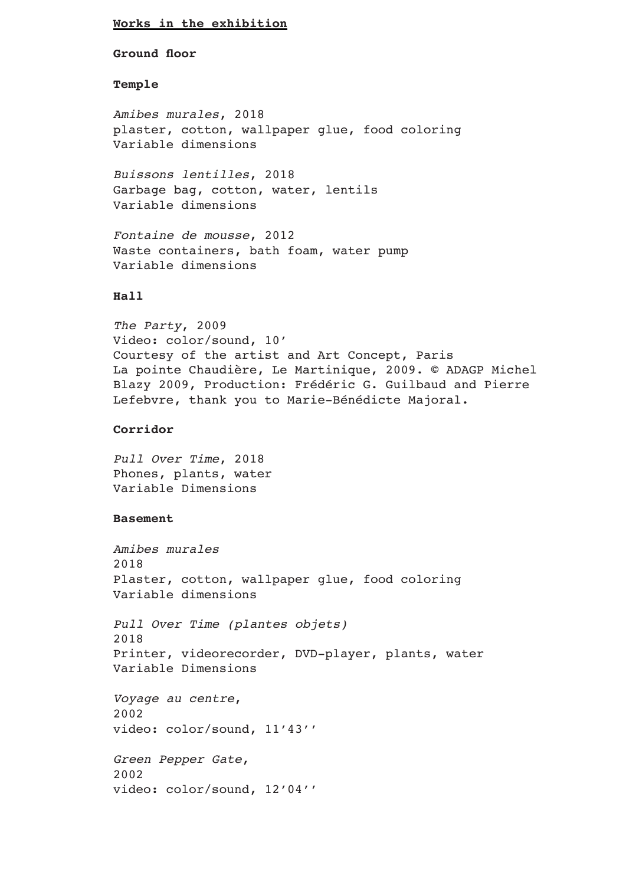## Works in the exhibition

### Ground floor

### Temple

*Amibes murales*, 2018
plaster, cotton, wallpaper glue, food coloring
Variable dimensions

*Buissons lentilles*, 2018
Garbage bag, cotton, water, lentils
Variable dimensions

*Fontaine de mousse*, 2012
Waste containers, bath foam, water pump
Variable dimensions

### Hall

*The Party*, 2009
Video: color/sound, 10’
Courtesy of the artist and Art Concept, Paris
La pointe Chaudière, Le Martinique, 2009. © ADAGP Michel Blazy 2009, Production: Frédéric G. Guilbaud and Pierre Lefebvre, thank you to Marie-Bénédicte Majoral.

### Corridor

*Pull Over Time*, 2018
Phones, plants, water
Variable Dimensions

### Basement

*Amibes murales*
2018
Plaster, cotton, wallpaper glue, food coloring
Variable dimensions

*Pull Over Time (plantes objets)*
2018
Printer, videorecorder, DVD-player, plants, water
Variable Dimensions

*Voyage au centre*,
2002
video: color/sound, 11’43’’

*Green Pepper Gate*,
2002
video: color/sound, 12’04’’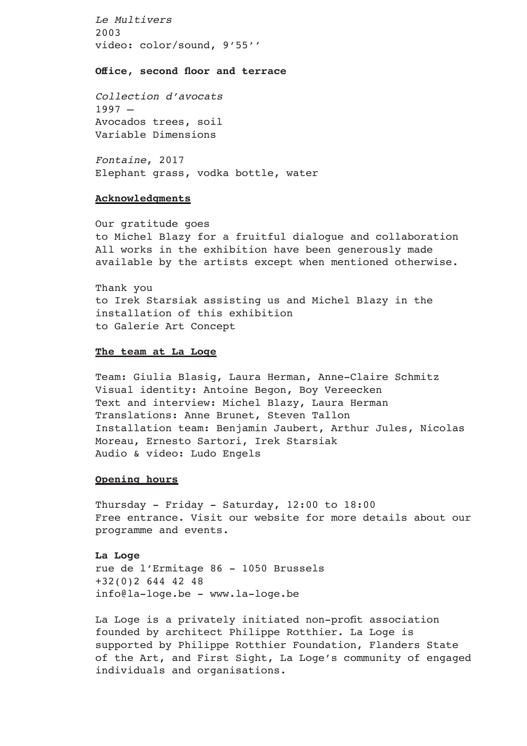*Le Multivers*
2003
video: color/sound, 9’55’’

**Office, second floor and terrace**

*Collection d’avocats*
1997 –
Avocados trees, soil
Variable Dimensions

*Fontaine*, 2017
Elephant grass, vodka bottle, water

**Acknowledgments**

Our gratitude goes
to Michel Blazy for a fruitful dialogue and collaboration
All works in the exhibition have been generously made available by the artists except when mentioned otherwise.

Thank you
to Irek Starsiak assisting us and Michel Blazy in the installation of this exhibition
to Galerie Art Concept

**The team at La Loge**

Team: Giulia Blasig, Laura Herman, Anne-Claire Schmitz
Visual identity: Antoine Begon, Boy Vereecken
Text and interview: Michel Blazy, Laura Herman
Translations: Anne Brunet, Steven Tallon
Installation team: Benjamin Jaubert, Arthur Jules, Nicolas Moreau, Ernesto Sartori, Irek Starsiak
Audio & video: Ludo Engels

**Opening hours**

Thursday - Friday - Saturday, 12:00 to 18:00
Free entrance. Visit our website for more details about our programme and events.

**La Loge**
rue de l’Ermitage 86 - 1050 Brussels
+32(0)2 644 42 48
info@la-loge.be - www.la-loge.be

La Loge is a privately initiated non-profit association founded by architect Philippe Rotthier. La Loge is supported by Philippe Rotthier Foundation, Flanders State of the Art, and First Sight, La Loge’s community of engaged individuals and organisations.